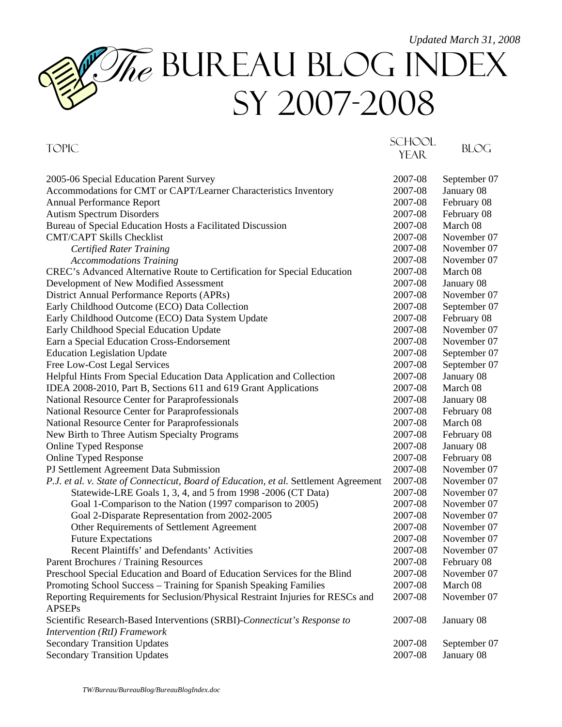*Updated March 31, 2008*

# The Bureau Blog Index SY 2007-2008

| Topic | School Year | Blog |
|---|---|---|
| 2005-06 Special Education Parent Survey | 2007-08 | September 07 |
| Accommodations for CMT or CAPT/Learner Characteristics Inventory | 2007-08 | January 08 |
| Annual Performance Report | 2007-08 | February 08 |
| Autism Spectrum Disorders | 2007-08 | February 08 |
| Bureau of Special Education Hosts a Facilitated Discussion | 2007-08 | March 08 |
| CMT/CAPT Skills Checklist | 2007-08 | November 07 |
| *Certified Rater Training* | 2007-08 | November 07 |
| *Accommodations Training* | 2007-08 | November 07 |
| CREC's Advanced Alternative Route to Certification for Special Education | 2007-08 | March 08 |
| Development of New Modified Assessment | 2007-08 | January 08 |
| District Annual Performance Reports (APRs) | 2007-08 | November 07 |
| Early Childhood Outcome (ECO) Data Collection | 2007-08 | September 07 |
| Early Childhood Outcome (ECO) Data System Update | 2007-08 | February 08 |
| Early Childhood Special Education Update | 2007-08 | November 07 |
| Earn a Special Education Cross-Endorsement | 2007-08 | November 07 |
| Education Legislation Update | 2007-08 | September 07 |
| Free Low-Cost Legal Services | 2007-08 | September 07 |
| Helpful Hints From Special Education Data Application and Collection | 2007-08 | January 08 |
| IDEA 2008-2010, Part B, Sections 611 and 619 Grant Applications | 2007-08 | March 08 |
| National Resource Center for Paraprofessionals | 2007-08 | January 08 |
| National Resource Center for Paraprofessionals | 2007-08 | February 08 |
| National Resource Center for Paraprofessionals | 2007-08 | March 08 |
| New Birth to Three Autism Specialty Programs | 2007-08 | February 08 |
| Online Typed Response | 2007-08 | January 08 |
| Online Typed Response | 2007-08 | February 08 |
| PJ Settlement Agreement Data Submission | 2007-08 | November 07 |
| *P.J. et al. v. State of Connecticut, Board of Education, et al.* Settlement Agreement | 2007-08 | November 07 |
| Statewide-LRE Goals 1, 3, 4, and 5 from 1998 -2006 (CT Data) | 2007-08 | November 07 |
| Goal 1-Comparison to the Nation (1997 comparison to 2005) | 2007-08 | November 07 |
| Goal 2-Disparate Representation from 2002-2005 | 2007-08 | November 07 |
| Other Requirements of Settlement Agreement | 2007-08 | November 07 |
| Future Expectations | 2007-08 | November 07 |
| Recent Plaintiffs' and Defendants' Activities | 2007-08 | November 07 |
| Parent Brochures / Training Resources | 2007-08 | February 08 |
| Preschool Special Education and Board of Education Services for the Blind | 2007-08 | November 07 |
| Promoting School Success – Training for Spanish Speaking Families | 2007-08 | March 08 |
| Reporting Requirements for Seclusion/Physical Restraint Injuries for RESCs and APSEPs | 2007-08 | November 07 |
| Scientific Research-Based Interventions (SRBI)-*Connecticut's Response to Intervention (RtI) Framework* | 2007-08 | January 08 |
| Secondary Transition Updates | 2007-08 | September 07 |
| Secondary Transition Updates | 2007-08 | January 08 |

*TW/Bureau/BureauBlog/BureauBlogIndex.doc*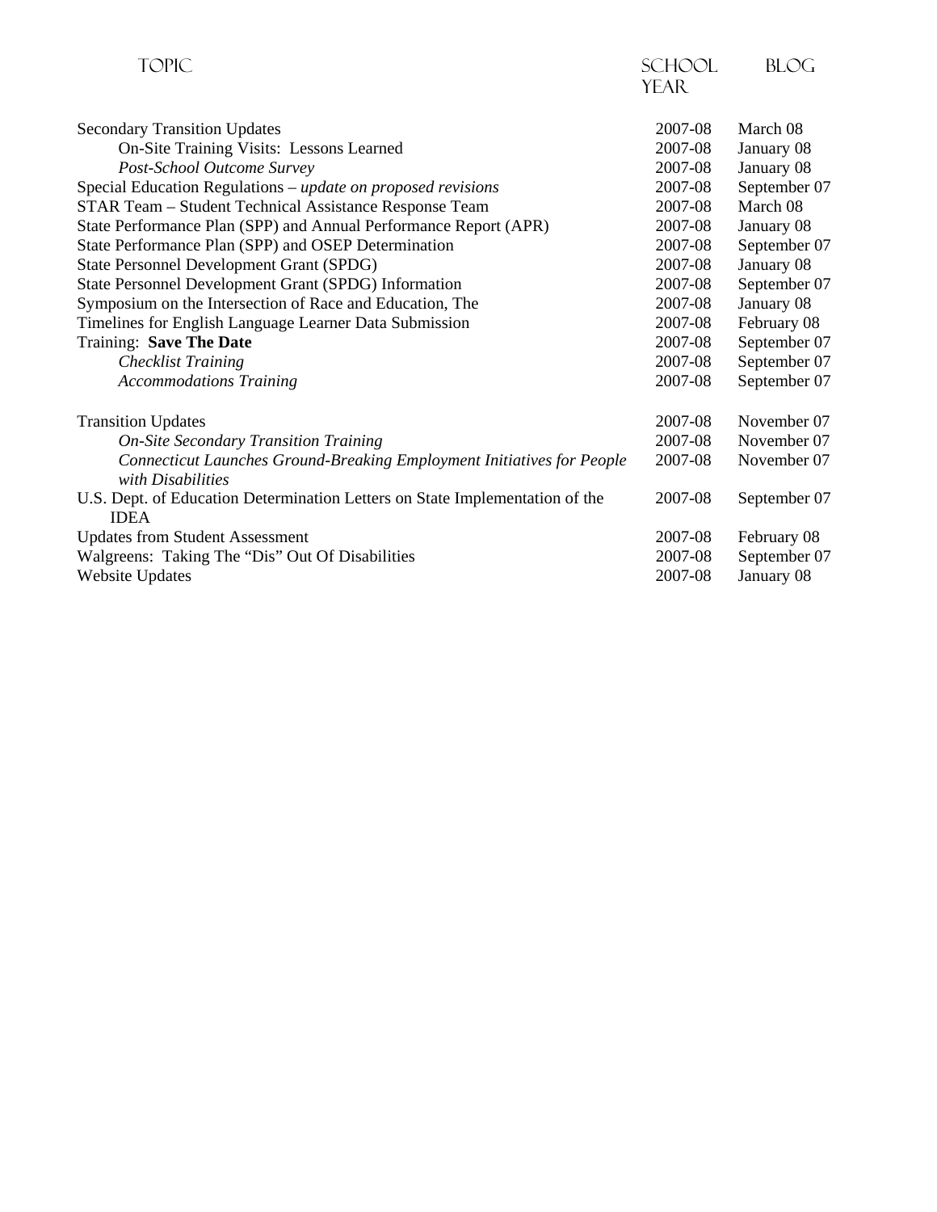| Topic | School Year | Blog |
|---|---|---|
| Secondary Transition Updates | 2007-08 | March 08 |
| On-Site Training Visits: Lessons Learned | 2007-08 | January 08 |
| *Post-School Outcome Survey* | 2007-08 | January 08 |
| Special Education Regulations – *update on proposed revisions* | 2007-08 | September 07 |
| STAR Team – Student Technical Assistance Response Team | 2007-08 | March 08 |
| State Performance Plan (SPP) and Annual Performance Report (APR) | 2007-08 | January 08 |
| State Performance Plan (SPP) and OSEP Determination | 2007-08 | September 07 |
| State Personnel Development Grant (SPDG) | 2007-08 | January 08 |
| State Personnel Development Grant (SPDG) Information | 2007-08 | September 07 |
| Symposium on the Intersection of Race and Education, The | 2007-08 | January 08 |
| Timelines for English Language Learner Data Submission | 2007-08 | February 08 |
| Training: **Save The Date** | 2007-08 | September 07 |
| *Checklist Training* | 2007-08 | September 07 |
| *Accommodations Training* | 2007-08 | September 07 |
| Transition Updates | 2007-08 | November 07 |
| *On-Site Secondary Transition Training* | 2007-08 | November 07 |
| *Connecticut Launches Ground-Breaking Employment Initiatives for People with Disabilities* | 2007-08 | November 07 |
| U.S. Dept. of Education Determination Letters on State Implementation of the IDEA | 2007-08 | September 07 |
| Updates from Student Assessment | 2007-08 | February 08 |
| Walgreens: Taking The "Dis" Out Of Disabilities | 2007-08 | September 07 |
| Website Updates | 2007-08 | January 08 |